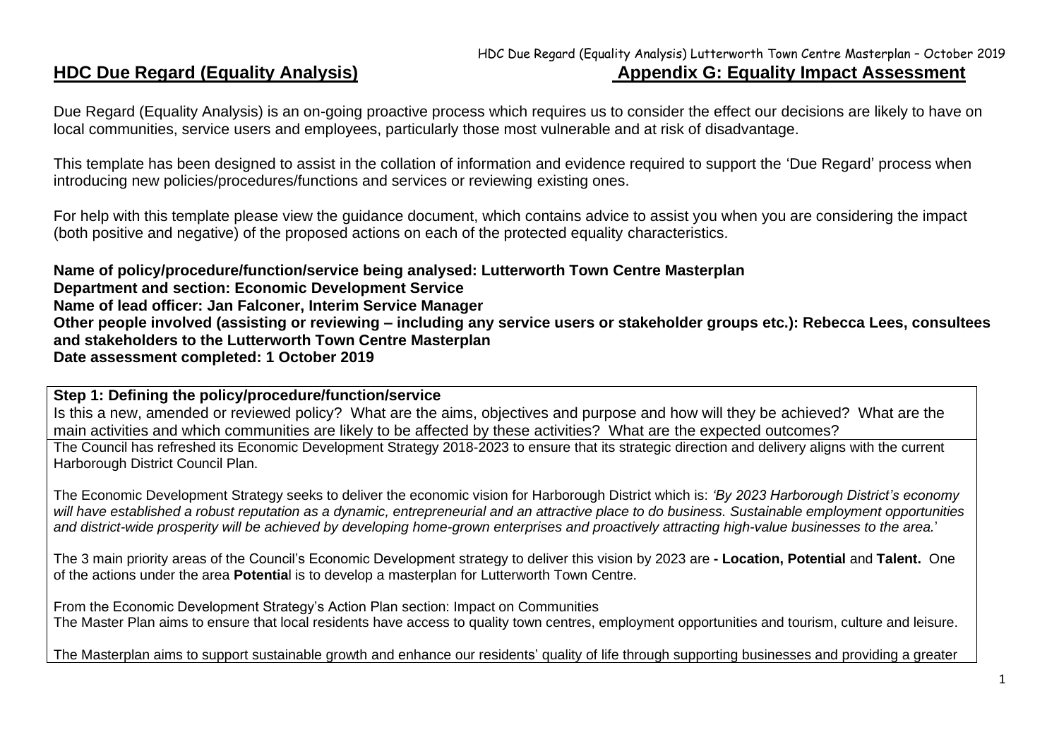# HDC Due Regard (Equality Analysis) — Appendix G: Equality Impact Assessment

Due Regard (Equality Analysis) is an on-going proactive process which requires us to consider the effect our decisions are likely to have on local communities, service users and employees, particularly those most vulnerable and at risk of disadvantage.

This template has been designed to assist in the collation of information and evidence required to support the 'Due Regard' process when introducing new policies/procedures/functions and services or reviewing existing ones.

For help with this template please view the guidance document, which contains advice to assist you when you are considering the impact (both positive and negative) of the proposed actions on each of the protected equality characteristics.

**Name of policy/procedure/function/service being analysed: Lutterworth Town Centre Masterplan**
**Department and section: Economic Development Service**
**Name of lead officer: Jan Falconer, Interim Service Manager**
**Other people involved (assisting or reviewing – including any service users or stakeholder groups etc.): Rebecca Lees, consultees and stakeholders to the Lutterworth Town Centre Masterplan**
**Date assessment completed: 1 October 2019**

**Step 1: Defining the policy/procedure/function/service**
Is this a new, amended or reviewed policy? What are the aims, objectives and purpose and how will they be achieved? What are the main activities and which communities are likely to be affected by these activities? What are the expected outcomes?

The Council has refreshed its Economic Development Strategy 2018-2023 to ensure that its strategic direction and delivery aligns with the current Harborough District Council Plan.

The Economic Development Strategy seeks to deliver the economic vision for Harborough District which is: *'By 2023 Harborough District's economy will have established a robust reputation as a dynamic, entrepreneurial and an attractive place to do business. Sustainable employment opportunities and district-wide prosperity will be achieved by developing home-grown enterprises and proactively attracting high-value businesses to the area.'*

The 3 main priority areas of the Council's Economic Development strategy to deliver this vision by 2023 are **- Location, Potential** and **Talent.** One of the actions under the area **Potential** is to develop a masterplan for Lutterworth Town Centre.

From the Economic Development Strategy's Action Plan section: Impact on Communities
The Master Plan aims to ensure that local residents have access to quality town centres, employment opportunities and tourism, culture and leisure.

The Masterplan aims to support sustainable growth and enhance our residents' quality of life through supporting businesses and providing a greater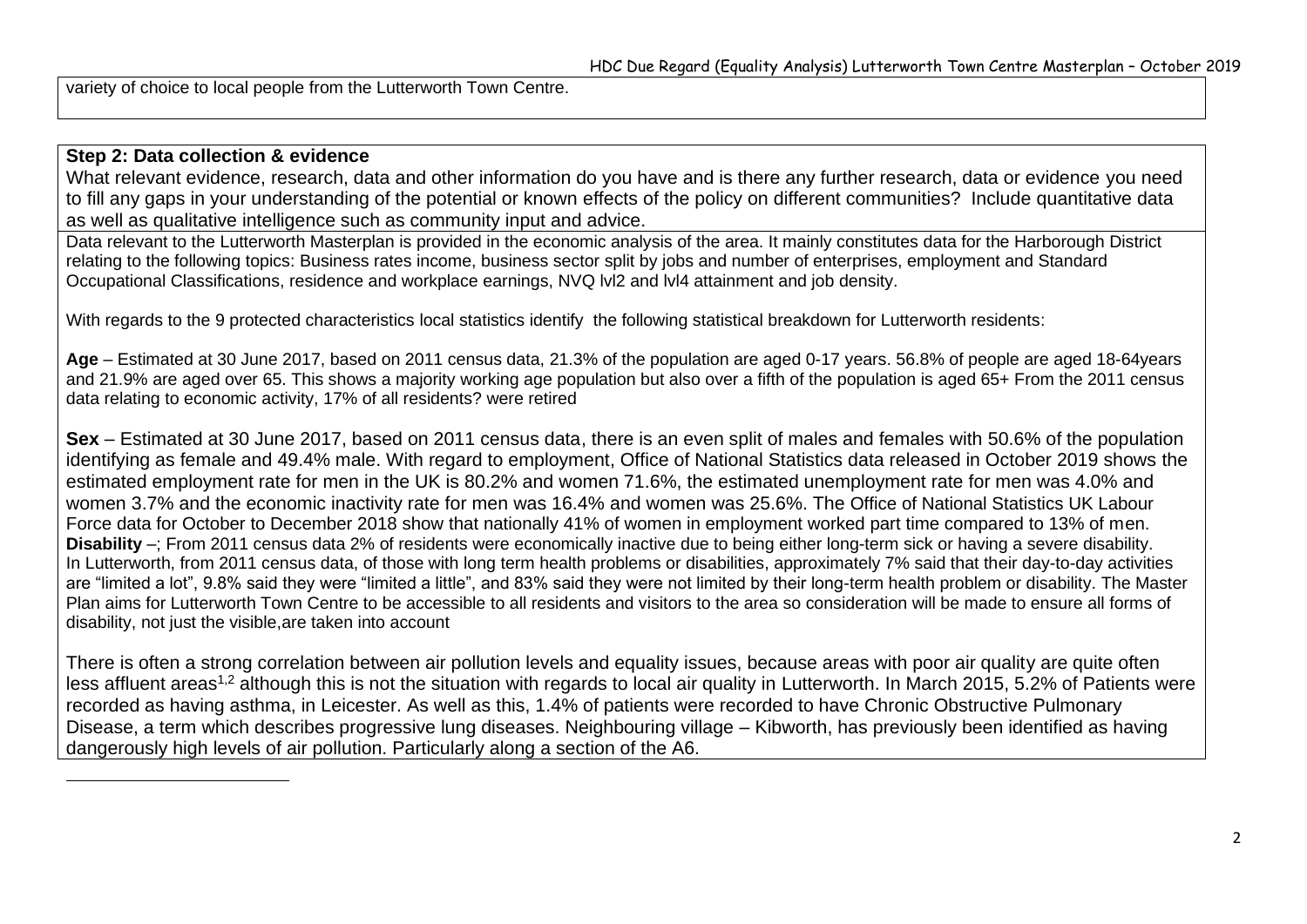variety of choice to local people from the Lutterworth Town Centre.

**Step 2: Data collection & evidence**

What relevant evidence, research, data and other information do you have and is there any further research, data or evidence you need to fill any gaps in your understanding of the potential or known effects of the policy on different communities? Include quantitative data as well as qualitative intelligence such as community input and advice.

Data relevant to the Lutterworth Masterplan is provided in the economic analysis of the area. It mainly constitutes data for the Harborough District relating to the following topics: Business rates income, business sector split by jobs and number of enterprises, employment and Standard Occupational Classifications, residence and workplace earnings, NVQ lvl2 and lvl4 attainment and job density.

With regards to the 9 protected characteristics local statistics identify the following statistical breakdown for Lutterworth residents:

**Age** – Estimated at 30 June 2017, based on 2011 census data, 21.3% of the population are aged 0-17 years. 56.8% of people are aged 18-64years and 21.9% are aged over 65. This shows a majority working age population but also over a fifth of the population is aged 65+ From the 2011 census data relating to economic activity, 17% of all residents? were retired

**Sex** – Estimated at 30 June 2017, based on 2011 census data, there is an even split of males and females with 50.6% of the population identifying as female and 49.4% male. With regard to employment, Office of National Statistics data released in October 2019 shows the estimated employment rate for men in the UK is 80.2% and women 71.6%, the estimated unemployment rate for men was 4.0% and women 3.7% and the economic inactivity rate for men was 16.4% and women was 25.6%. The Office of National Statistics UK Labour Force data for October to December 2018 show that nationally 41% of women in employment worked part time compared to 13% of men.

**Disability** –; From 2011 census data 2% of residents were economically inactive due to being either long-term sick or having a severe disability. In Lutterworth, from 2011 census data, of those with long term health problems or disabilities, approximately 7% said that their day-to-day activities are "limited a lot", 9.8% said they were "limited a little", and 83% said they were not limited by their long-term health problem or disability. The Master Plan aims for Lutterworth Town Centre to be accessible to all residents and visitors to the area so consideration will be made to ensure all forms of disability, not just the visible,are taken into account

There is often a strong correlation between air pollution levels and equality issues, because areas with poor air quality are quite often less affluent areas[1,2] although this is not the situation with regards to local air quality in Lutterworth. In March 2015, 5.2% of Patients were recorded as having asthma, in Leicester. As well as this, 1.4% of patients were recorded to have Chronic Obstructive Pulmonary Disease, a term which describes progressive lung diseases. Neighbouring village – Kibworth, has previously been identified as having dangerously high levels of air pollution. Particularly along a section of the A6.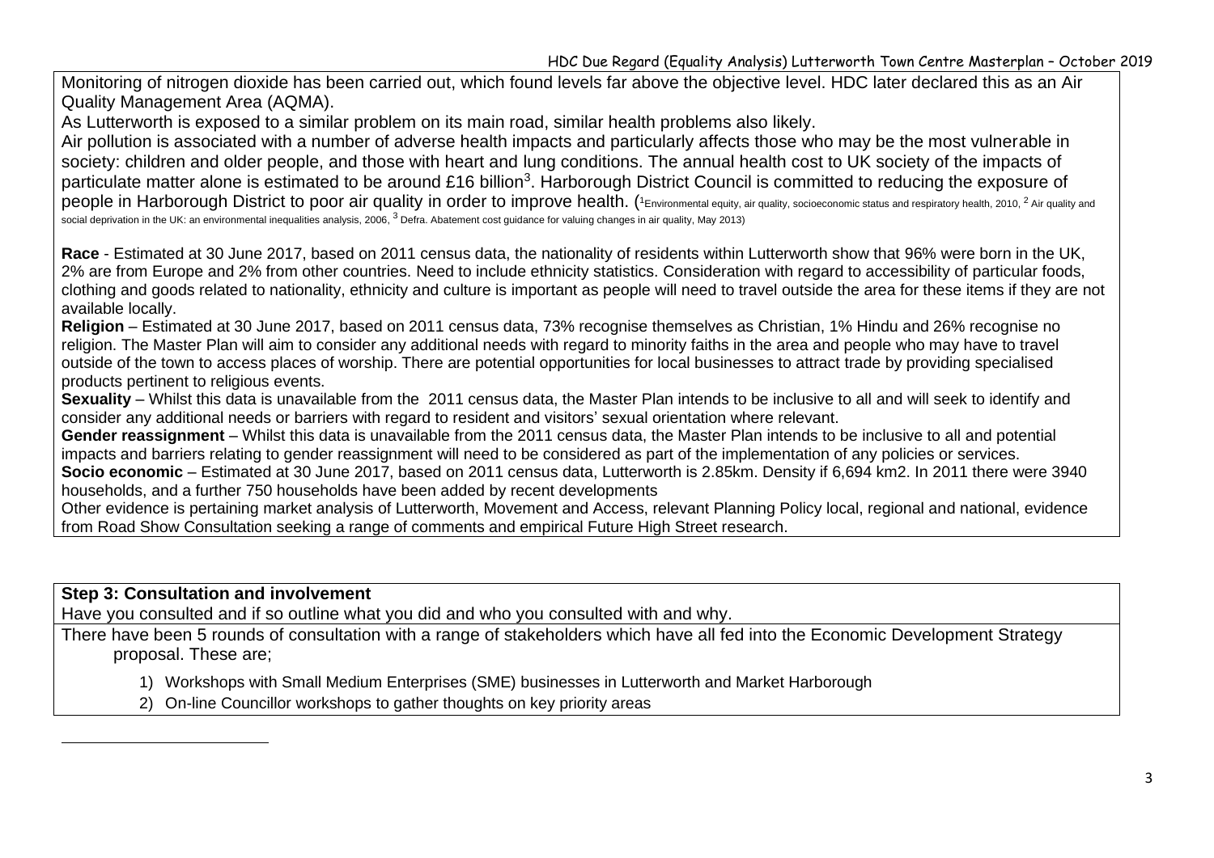Monitoring of nitrogen dioxide has been carried out, which found levels far above the objective level. HDC later declared this as an Air Quality Management Area (AQMA).

As Lutterworth is exposed to a similar problem on its main road, similar health problems also likely.

Air pollution is associated with a number of adverse health impacts and particularly affects those who may be the most vulnerable in society: children and older people, and those with heart and lung conditions. The annual health cost to UK society of the impacts of particulate matter alone is estimated to be around £16 billion[3]. Harborough District Council is committed to reducing the exposure of people in Harborough District to poor air quality in order to improve health. ([1]Environmental equity, air quality, socioeconomic status and respiratory health, 2010, [2] Air quality and social deprivation in the UK: an environmental inequalities analysis, 2006, [3] Defra. Abatement cost guidance for valuing changes in air quality, May 2013)

**Race** - Estimated at 30 June 2017, based on 2011 census data, the nationality of residents within Lutterworth show that 96% were born in the UK, 2% are from Europe and 2% from other countries. Need to include ethnicity statistics. Consideration with regard to accessibility of particular foods, clothing and goods related to nationality, ethnicity and culture is important as people will need to travel outside the area for these items if they are not available locally.

**Religion** – Estimated at 30 June 2017, based on 2011 census data, 73% recognise themselves as Christian, 1% Hindu and 26% recognise no religion. The Master Plan will aim to consider any additional needs with regard to minority faiths in the area and people who may have to travel outside of the town to access places of worship. There are potential opportunities for local businesses to attract trade by providing specialised products pertinent to religious events.

**Sexuality** – Whilst this data is unavailable from the 2011 census data, the Master Plan intends to be inclusive to all and will seek to identify and consider any additional needs or barriers with regard to resident and visitors' sexual orientation where relevant.

**Gender reassignment** – Whilst this data is unavailable from the 2011 census data, the Master Plan intends to be inclusive to all and potential impacts and barriers relating to gender reassignment will need to be considered as part of the implementation of any policies or services.

**Socio economic** – Estimated at 30 June 2017, based on 2011 census data, Lutterworth is 2.85km. Density if 6,694 km2. In 2011 there were 3940 households, and a further 750 households have been added by recent developments

Other evidence is pertaining market analysis of Lutterworth, Movement and Access, relevant Planning Policy local, regional and national, evidence from Road Show Consultation seeking a range of comments and empirical Future High Street research.

**Step 3: Consultation and involvement**

Have you consulted and if so outline what you did and who you consulted with and why.

There have been 5 rounds of consultation with a range of stakeholders which have all fed into the Economic Development Strategy proposal. These are;

1) Workshops with Small Medium Enterprises (SME) businesses in Lutterworth and Market Harborough
2) On-line Councillor workshops to gather thoughts on key priority areas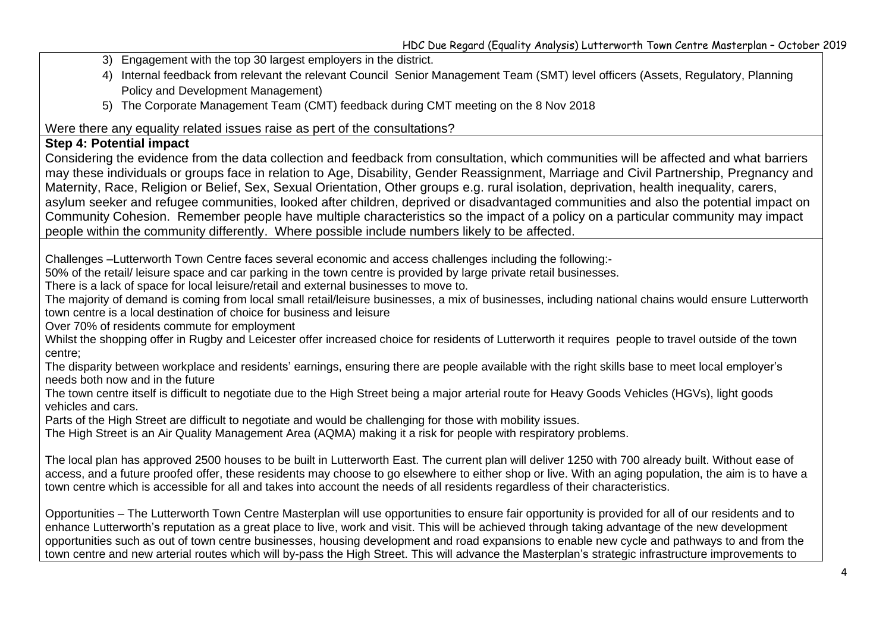3) Engagement with the top 30 largest employers in the district.
4) Internal feedback from relevant the relevant Council Senior Management Team (SMT) level officers (Assets, Regulatory, Planning Policy and Development Management)
5) The Corporate Management Team (CMT) feedback during CMT meeting on the 8 Nov 2018

Were there any equality related issues raise as pert of the consultations?

**Step 4: Potential impact**

Considering the evidence from the data collection and feedback from consultation, which communities will be affected and what barriers may these individuals or groups face in relation to Age, Disability, Gender Reassignment, Marriage and Civil Partnership, Pregnancy and Maternity, Race, Religion or Belief, Sex, Sexual Orientation, Other groups e.g. rural isolation, deprivation, health inequality, carers, asylum seeker and refugee communities, looked after children, deprived or disadvantaged communities and also the potential impact on Community Cohesion. Remember people have multiple characteristics so the impact of a policy on a particular community may impact people within the community differently. Where possible include numbers likely to be affected.

Challenges –Lutterworth Town Centre faces several economic and access challenges including the following:-

50% of the retail/ leisure space and car parking in the town centre is provided by large private retail businesses.

There is a lack of space for local leisure/retail and external businesses to move to.

The majority of demand is coming from local small retail/leisure businesses, a mix of businesses, including national chains would ensure Lutterworth town centre is a local destination of choice for business and leisure

Over 70% of residents commute for employment

Whilst the shopping offer in Rugby and Leicester offer increased choice for residents of Lutterworth it requires people to travel outside of the town centre;

The disparity between workplace and residents' earnings, ensuring there are people available with the right skills base to meet local employer's needs both now and in the future

The town centre itself is difficult to negotiate due to the High Street being a major arterial route for Heavy Goods Vehicles (HGVs), light goods vehicles and cars.

Parts of the High Street are difficult to negotiate and would be challenging for those with mobility issues.

The High Street is an Air Quality Management Area (AQMA) making it a risk for people with respiratory problems.

The local plan has approved 2500 houses to be built in Lutterworth East. The current plan will deliver 1250 with 700 already built. Without ease of access, and a future proofed offer, these residents may choose to go elsewhere to either shop or live. With an aging population, the aim is to have a town centre which is accessible for all and takes into account the needs of all residents regardless of their characteristics.

Opportunities – The Lutterworth Town Centre Masterplan will use opportunities to ensure fair opportunity is provided for all of our residents and to enhance Lutterworth's reputation as a great place to live, work and visit. This will be achieved through taking advantage of the new development opportunities such as out of town centre businesses, housing development and road expansions to enable new cycle and pathways to and from the town centre and new arterial routes which will by-pass the High Street. This will advance the Masterplan's strategic infrastructure improvements to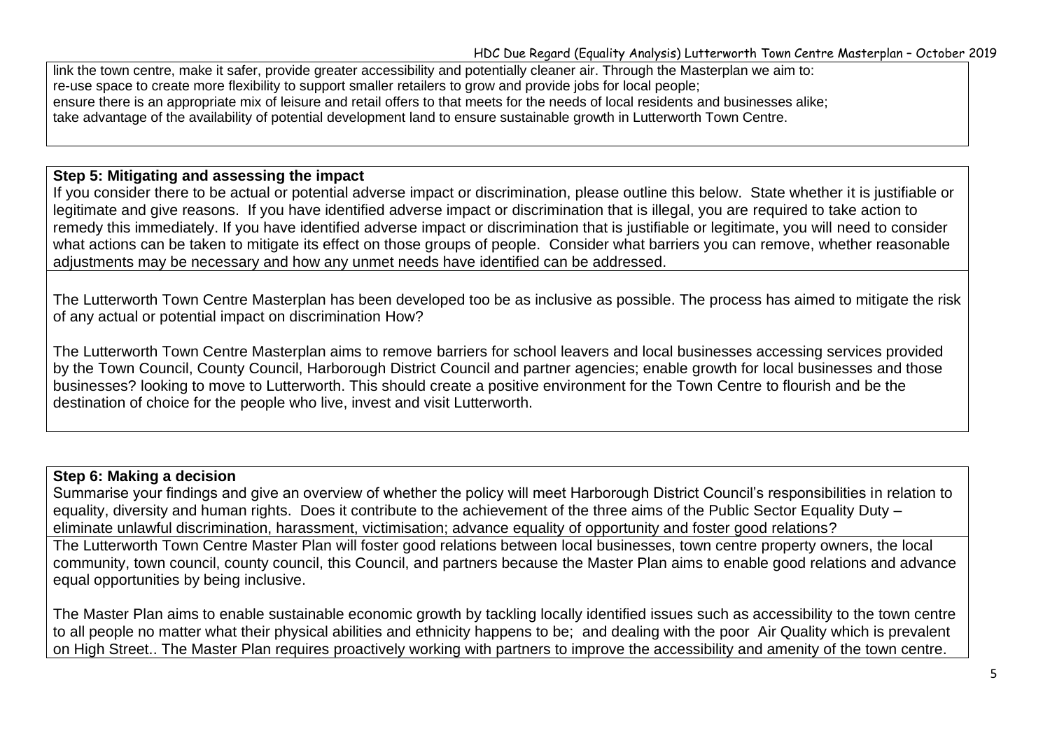link the town centre, make it safer, provide greater accessibility and potentially cleaner air. Through the Masterplan we aim to:
re-use space to create more flexibility to support smaller retailers to grow and provide jobs for local people;
ensure there is an appropriate mix of leisure and retail offers to that meets for the needs of local residents and businesses alike;
take advantage of the availability of potential development land to ensure sustainable growth in Lutterworth Town Centre.

**Step 5: Mitigating and assessing the impact**

If you consider there to be actual or potential adverse impact or discrimination, please outline this below. State whether it is justifiable or legitimate and give reasons. If you have identified adverse impact or discrimination that is illegal, you are required to take action to remedy this immediately. If you have identified adverse impact or discrimination that is justifiable or legitimate, you will need to consider what actions can be taken to mitigate its effect on those groups of people. Consider what barriers you can remove, whether reasonable adjustments may be necessary and how any unmet needs have identified can be addressed.

The Lutterworth Town Centre Masterplan has been developed too be as inclusive as possible. The process has aimed to mitigate the risk of any actual or potential impact on discrimination How?

The Lutterworth Town Centre Masterplan aims to remove barriers for school leavers and local businesses accessing services provided by the Town Council, County Council, Harborough District Council and partner agencies; enable growth for local businesses and those businesses? looking to move to Lutterworth. This should create a positive environment for the Town Centre to flourish and be the destination of choice for the people who live, invest and visit Lutterworth.

**Step 6: Making a decision**

Summarise your findings and give an overview of whether the policy will meet Harborough District Council's responsibilities in relation to equality, diversity and human rights. Does it contribute to the achievement of the three aims of the Public Sector Equality Duty – eliminate unlawful discrimination, harassment, victimisation; advance equality of opportunity and foster good relations?

The Lutterworth Town Centre Master Plan will foster good relations between local businesses, town centre property owners, the local community, town council, county council, this Council, and partners because the Master Plan aims to enable good relations and advance equal opportunities by being inclusive.

The Master Plan aims to enable sustainable economic growth by tackling locally identified issues such as accessibility to the town centre to all people no matter what their physical abilities and ethnicity happens to be; and dealing with the poor Air Quality which is prevalent on High Street.. The Master Plan requires proactively working with partners to improve the accessibility and amenity of the town centre.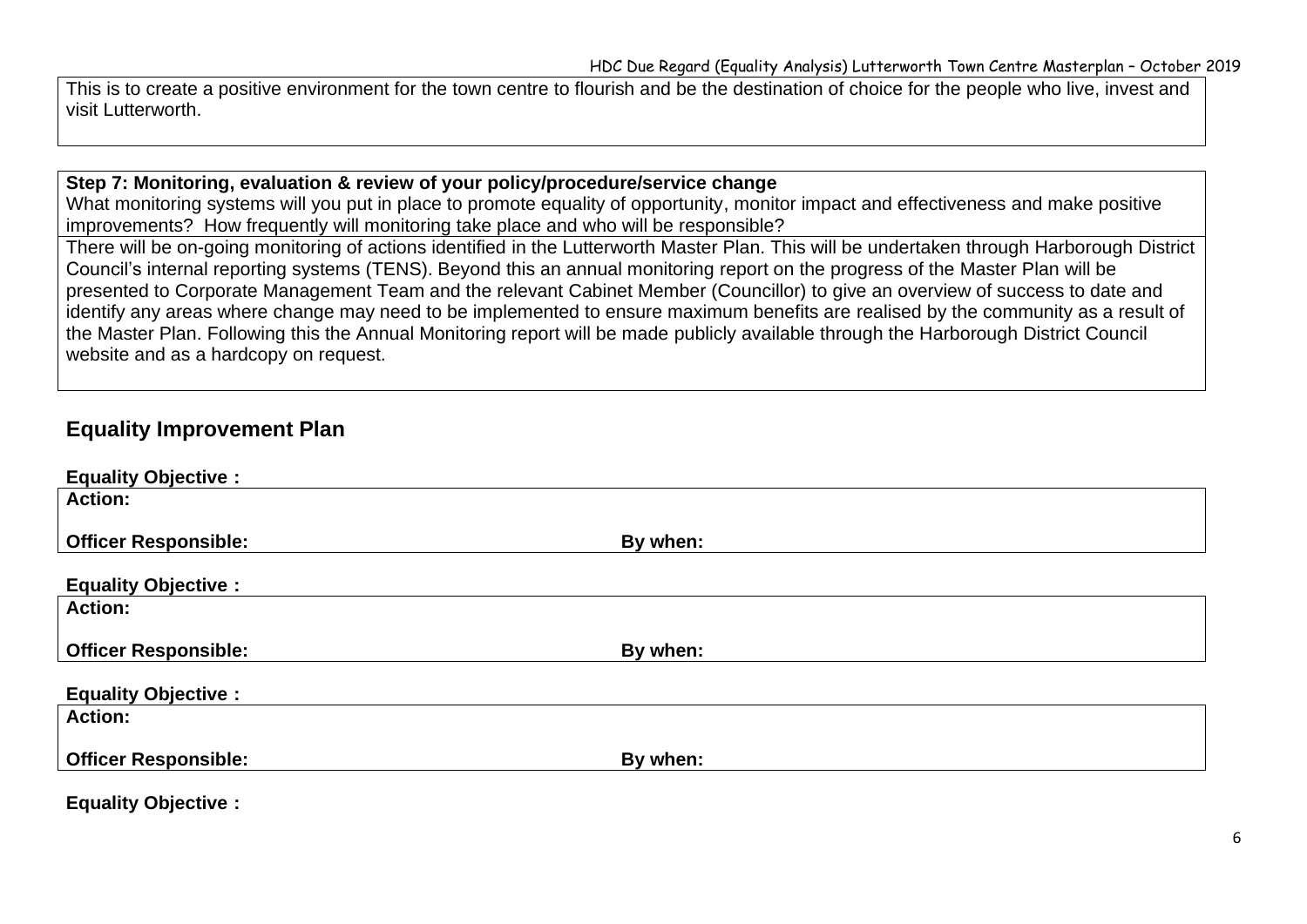This is to create a positive environment for the town centre to flourish and be the destination of choice for the people who live, invest and visit Lutterworth.

**Step 7: Monitoring, evaluation & review of your policy/procedure/service change**

What monitoring systems will you put in place to promote equality of opportunity, monitor impact and effectiveness and make positive improvements? How frequently will monitoring take place and who will be responsible?

There will be on-going monitoring of actions identified in the Lutterworth Master Plan. This will be undertaken through Harborough District Council's internal reporting systems (TENS). Beyond this an annual monitoring report on the progress of the Master Plan will be presented to Corporate Management Team and the relevant Cabinet Member (Councillor) to give an overview of success to date and identify any areas where change may need to be implemented to ensure maximum benefits are realised by the community as a result of the Master Plan. Following this the Annual Monitoring report will be made publicly available through the Harborough District Council website and as a hardcopy on request.

## Equality Improvement Plan

**Equality Objective :**

**Action:**

**Officer Responsible:** | **By when:**

**Equality Objective :**

**Action:**

**Officer Responsible:** | **By when:**

**Equality Objective :**

**Action:**

**Officer Responsible:** | **By when:**

**Equality Objective :**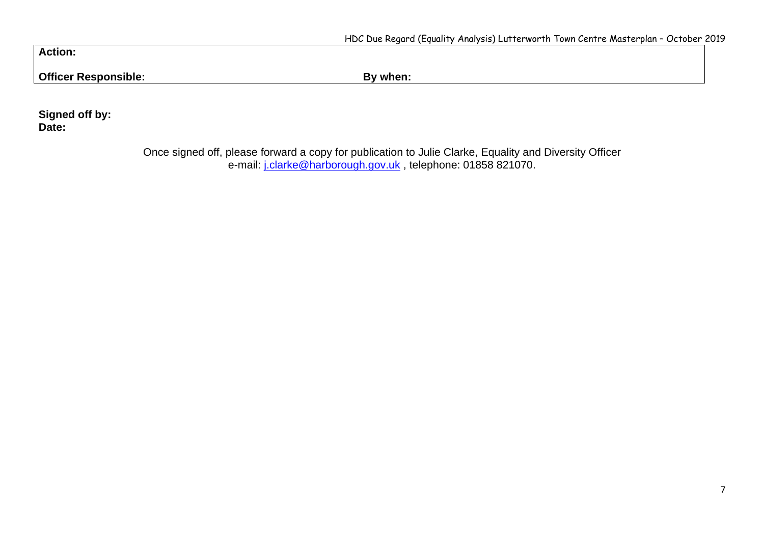| | |
|---|---|
| **Action:** | |
| **Officer Responsible:** | **By when:** |

**Signed off by:**
**Date:**

Once signed off, please forward a copy for publication to Julie Clarke, Equality and Diversity Officer
e-mail: [j.clarke@harborough.gov.uk](mailto:j.clarke@harborough.gov.uk) , telephone: 01858 821070.